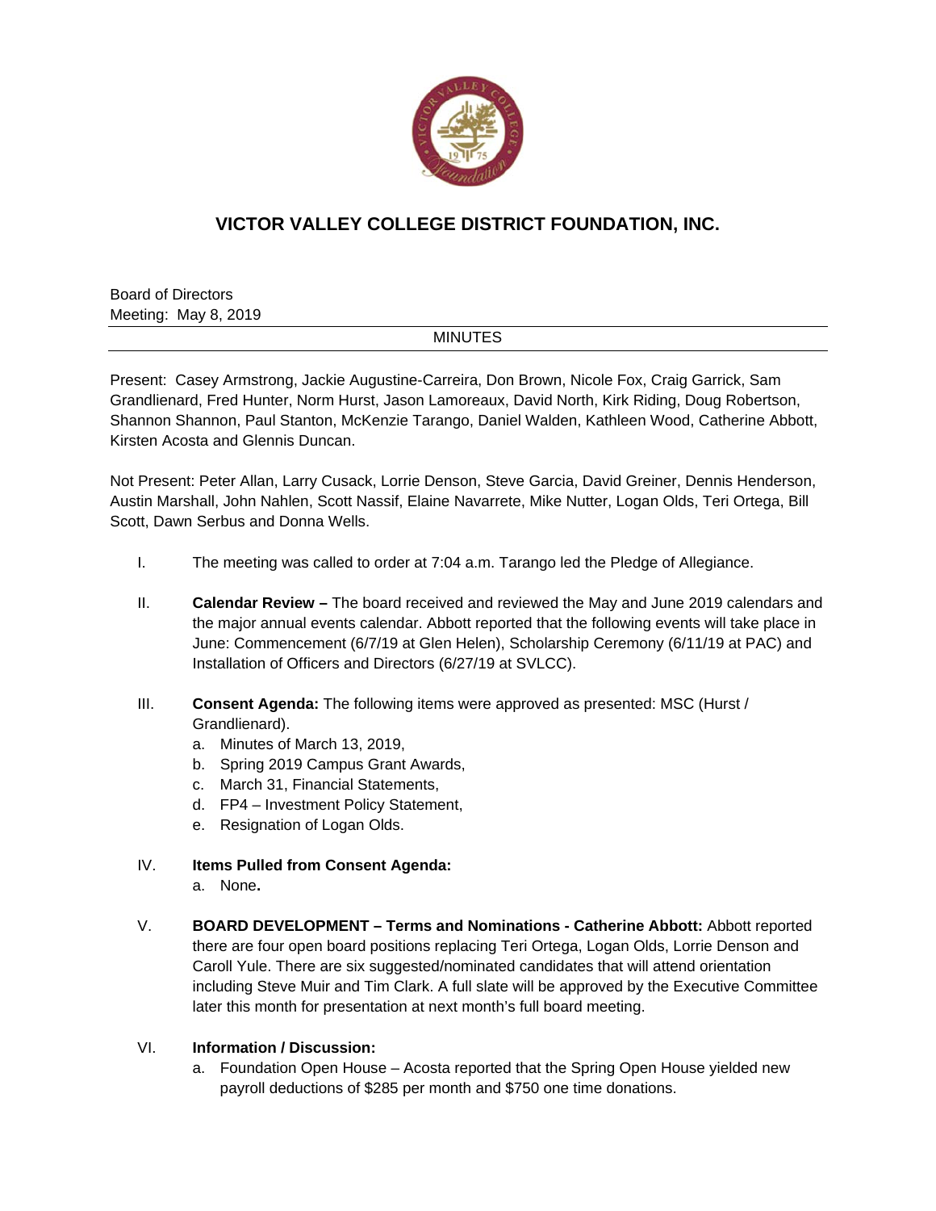# VICTOR VALLEY COLLEGE DISTRICT FOUNDATION, INC.

Board of Directors
Meeting: May 8, 2019

MINUTES

Present: Casey Armstrong, Jackie Augustine-Carreira, Don Brown, Nicole Fox, Craig Garrick, Sam Grandlienard, Fred Hunter, Norm Hurst, Jason Lamoreaux, David North, Kirk Riding, Doug Robertson, Shannon Shannon, Paul Stanton, McKenzie Tarango, Daniel Walden, Kathleen Wood, Catherine Abbott, Kirsten Acosta and Glennis Duncan.

Not Present: Peter Allan, Larry Cusack, Lorrie Denson, Steve Garcia, David Greiner, Dennis Henderson, Austin Marshall, John Nahlen, Scott Nassif, Elaine Navarrete, Mike Nutter, Logan Olds, Teri Ortega, Bill Scott, Dawn Serbus and Donna Wells.

I. The meeting was called to order at 7:04 a.m. Tarango led the Pledge of Allegiance.

II. **Calendar Review –** The board received and reviewed the May and June 2019 calendars and the major annual events calendar. Abbott reported that the following events will take place in June: Commencement (6/7/19 at Glen Helen), Scholarship Ceremony (6/11/19 at PAC) and Installation of Officers and Directors (6/27/19 at SVLCC).

III. **Consent Agenda:** The following items were approved as presented: MSC (Hurst / Grandlienard).
   a. Minutes of March 13, 2019,
   b. Spring 2019 Campus Grant Awards,
   c. March 31, Financial Statements,
   d. FP4 – Investment Policy Statement,
   e. Resignation of Logan Olds.

IV. **Items Pulled from Consent Agenda:**
   a. None**.**

V. **BOARD DEVELOPMENT – Terms and Nominations - Catherine Abbott:** Abbott reported there are four open board positions replacing Teri Ortega, Logan Olds, Lorrie Denson and Caroll Yule. There are six suggested/nominated candidates that will attend orientation including Steve Muir and Tim Clark. A full slate will be approved by the Executive Committee later this month for presentation at next month's full board meeting.

VI. **Information / Discussion:**
   a. Foundation Open House – Acosta reported that the Spring Open House yielded new payroll deductions of $285 per month and $750 one time donations.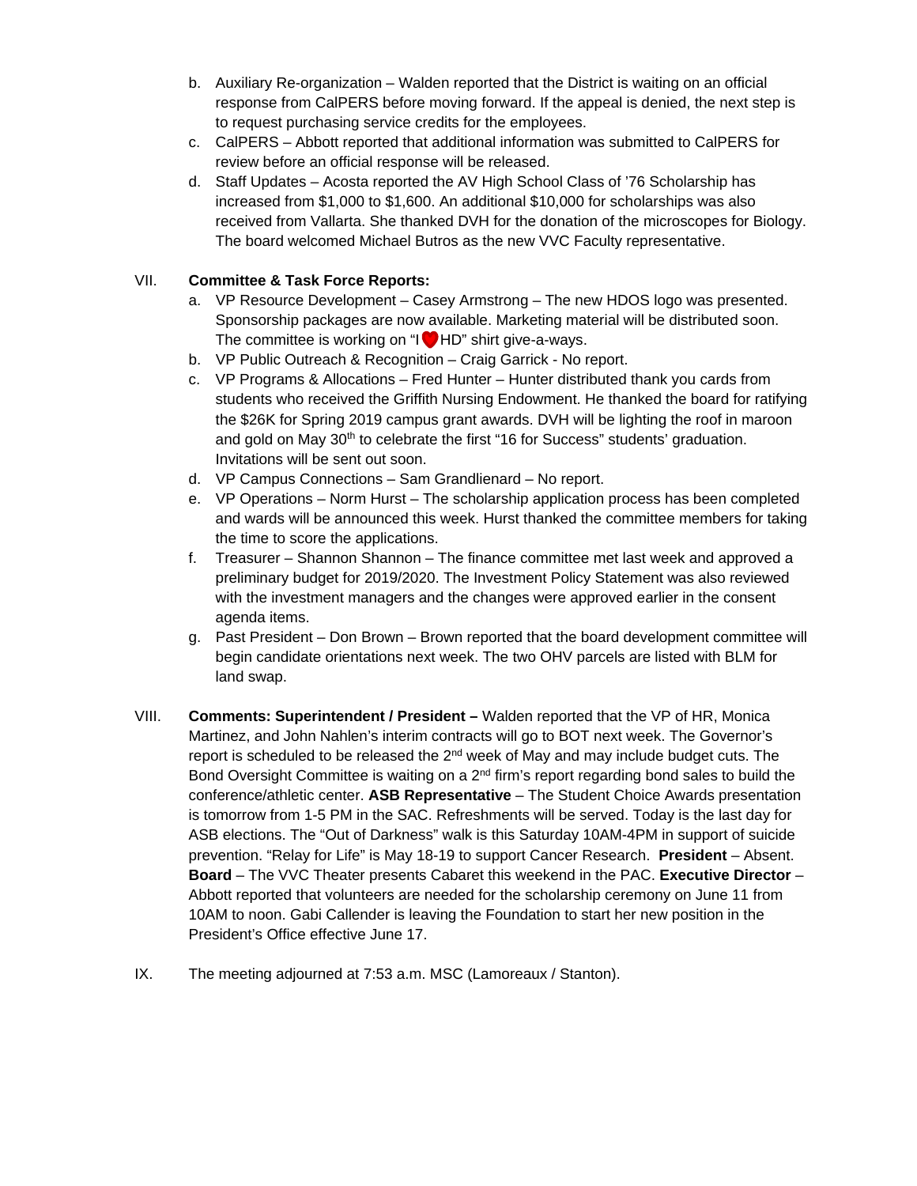b. Auxiliary Re-organization – Walden reported that the District is waiting on an official response from CalPERS before moving forward. If the appeal is denied, the next step is to request purchasing service credits for the employees.
c. CalPERS – Abbott reported that additional information was submitted to CalPERS for review before an official response will be released.
d. Staff Updates – Acosta reported the AV High School Class of '76 Scholarship has increased from $1,000 to $1,600. An additional $10,000 for scholarships was also received from Vallarta. She thanked DVH for the donation of the microscopes for Biology. The board welcomed Michael Butros as the new VVC Faculty representative.

VII. **Committee & Task Force Reports:**

a. VP Resource Development – Casey Armstrong – The new HDOS logo was presented. Sponsorship packages are now available. Marketing material will be distributed soon. The committee is working on "I ❤ HD" shirt give-a-ways.
b. VP Public Outreach & Recognition – Craig Garrick - No report.
c. VP Programs & Allocations – Fred Hunter – Hunter distributed thank you cards from students who received the Griffith Nursing Endowment. He thanked the board for ratifying the $26K for Spring 2019 campus grant awards. DVH will be lighting the roof in maroon and gold on May 30th to celebrate the first "16 for Success" students' graduation. Invitations will be sent out soon.
d. VP Campus Connections – Sam Grandlienard – No report.
e. VP Operations – Norm Hurst – The scholarship application process has been completed and wards will be announced this week. Hurst thanked the committee members for taking the time to score the applications.
f. Treasurer – Shannon Shannon – The finance committee met last week and approved a preliminary budget for 2019/2020. The Investment Policy Statement was also reviewed with the investment managers and the changes were approved earlier in the consent agenda items.
g. Past President – Don Brown – Brown reported that the board development committee will begin candidate orientations next week. The two OHV parcels are listed with BLM for land swap.

VIII. **Comments: Superintendent / President –** Walden reported that the VP of HR, Monica Martinez, and John Nahlen's interim contracts will go to BOT next week. The Governor's report is scheduled to be released the 2nd week of May and may include budget cuts. The Bond Oversight Committee is waiting on a 2nd firm's report regarding bond sales to build the conference/athletic center. **ASB Representative** – The Student Choice Awards presentation is tomorrow from 1-5 PM in the SAC. Refreshments will be served. Today is the last day for ASB elections. The "Out of Darkness" walk is this Saturday 10AM-4PM in support of suicide prevention. "Relay for Life" is May 18-19 to support Cancer Research. **President** – Absent. **Board** – The VVC Theater presents Cabaret this weekend in the PAC. **Executive Director** – Abbott reported that volunteers are needed for the scholarship ceremony on June 11 from 10AM to noon. Gabi Callender is leaving the Foundation to start her new position in the President's Office effective June 17.

IX. The meeting adjourned at 7:53 a.m. MSC (Lamoreaux / Stanton).